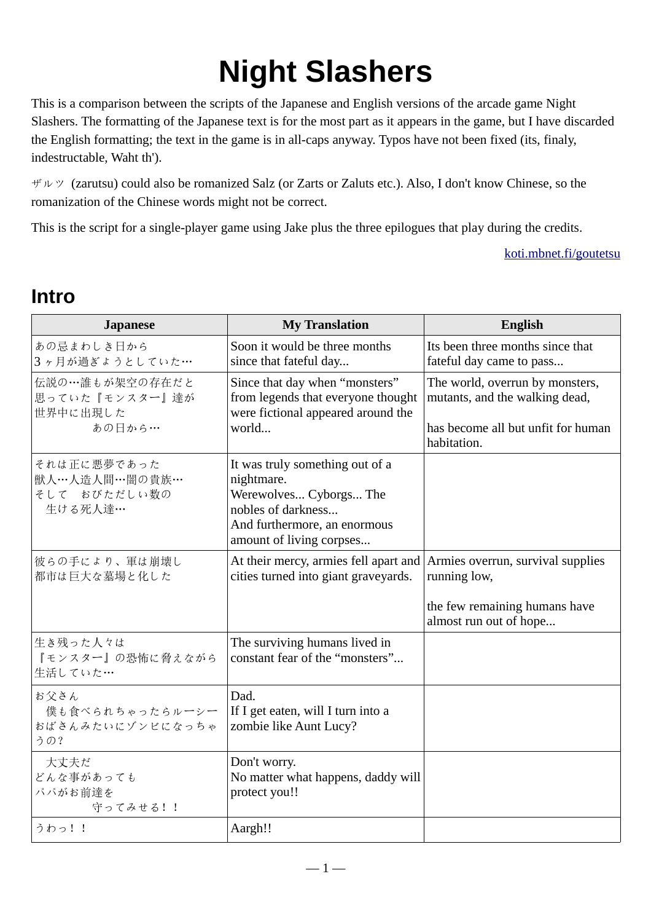# Night Slashers

This is a comparison between the scripts of the Japanese and English versions of the arcade game Night Slashers. The formatting of the Japanese text is for the most part as it appears in the game, but I have discarded the English formatting; the text in the game is in all-caps anyway. Typos have not been fixed (its, finaly, indestructable, Waht th').

ザルツ (zarutsu) could also be romanized Salz (or Zarts or Zaluts etc.). Also, I don't know Chinese, so the romanization of the Chinese words might not be correct.

This is the script for a single-player game using Jake plus the three epilogues that play during the credits.

koti.mbnet.fi/goutetsu

## Intro

| Japanese | My Translation | English |
|---|---|---|
| あの忌まわしき日から<br>3ヶ月が過ぎようとしていた… | Soon it would be three months since that fateful day... | Its been three months since that fateful day came to pass... |
| 伝説の…誰もが架空の存在だと<br>思っていた『モンスター』達が<br>世界中に出現した<br>あの日から… | Since that day when “monsters” from legends that everyone thought were fictional appeared around the world... | The world, overrun by monsters, mutants, and the walking dead,<br><br>has become all but unfit for human habitation. |
| それは正に悪夢であった<br>獣人…人造人間…闇の貴族…<br>そして　おびただしい数の<br>生ける死人達… | It was truly something out of a nightmare.<br>Werewolves... Cyborgs... The nobles of darkness...<br>And furthermore, an enormous amount of living corpses... | |
| 彼らの手により、軍は崩壊し<br>都市は巨大な墓場と化した | At their mercy, armies fell apart and cities turned into giant graveyards. | Armies overrun, survival supplies running low,<br><br>the few remaining humans have almost run out of hope... |
| 生き残った人々は<br>『モンスター』の恐怖に脅えながら<br>生活していた… | The surviving humans lived in constant fear of the “monsters”... | |
| お父さん<br>僕も食べられちゃったらルーシー<br>おばさんみたいにゾンビになっちゃうの？ | Dad.<br>If I get eaten, will I turn into a zombie like Aunt Lucy? | |
| 大丈夫だ<br>どんな事があっても<br>パパがお前達を<br>守ってみせる！！ | Don't worry.<br>No matter what happens, daddy will protect you!! | |
| うわっ！！ | Aargh!! | |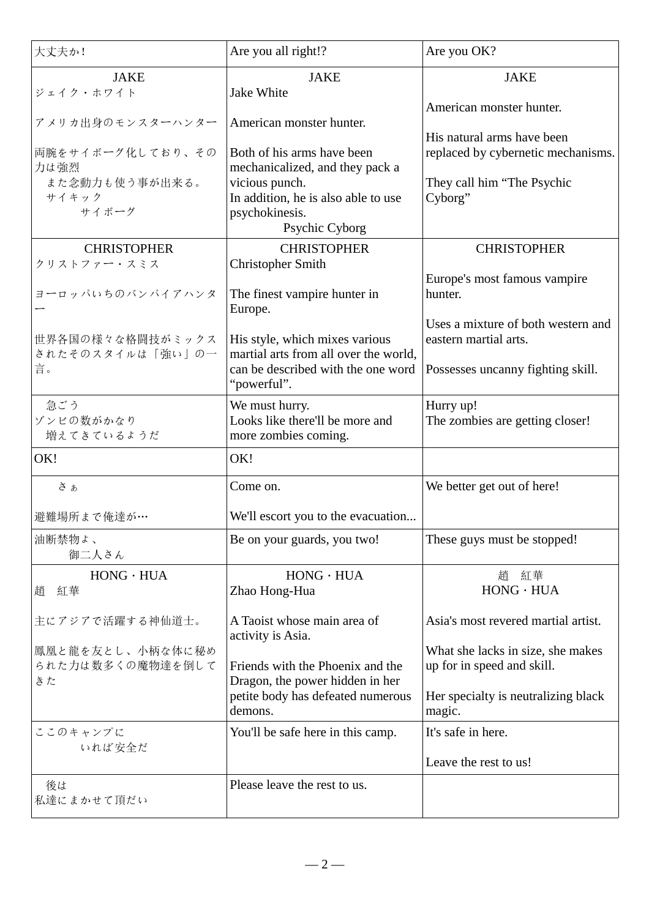| 大丈夫か！ | Are you all right!? | Are you OK? |
|---|---|---|
| JAKE<br>ジェイク・ホワイト<br><br>アメリカ出身のモンスターハンター<br><br>両腕をサイボーグ化しており、その力は強烈<br>また念動力も使う事が出来る。<br>サイキック<br>サイボーグ | JAKE<br>Jake White<br><br>American monster hunter.<br><br>Both of his arms have been mechanicalized, and they pack a vicious punch.<br>In addition, he is also able to use psychokinesis.<br>Psychic Cyborg | JAKE<br><br>American monster hunter.<br><br>His natural arms have been replaced by cybernetic mechanisms.<br><br>They call him “The Psychic Cyborg” |
| CHRISTOPHER<br>クリストファー・スミス<br><br>ヨーロッパいちのバンパイアハンター<br><br>世界各国の様々な格闘技がミックスされたそのスタイルは「強い」の一言。 | CHRISTOPHER<br>Christopher Smith<br><br>The finest vampire hunter in Europe.<br><br>His style, which mixes various martial arts from all over the world, can be described with the one word “powerful”. | CHRISTOPHER<br><br>Europe's most famous vampire hunter.<br><br>Uses a mixture of both western and eastern martial arts.<br><br>Possesses uncanny fighting skill. |
| 急ごう<br>ゾンビの数がかなり<br>増えてきているようだ | We must hurry.<br>Looks like there'll be more and more zombies coming. | Hurry up!<br>The zombies are getting closer! |
| OK! | OK! | |
| さぁ<br><br>避難場所まで俺達が… | Come on.<br><br>We'll escort you to the evacuation... | We better get out of here! |
| 油断禁物よ、<br>御二人さん | Be on your guards, you two! | These guys must be stopped! |
| HONG・HUA<br>趙　紅華<br><br>主にアジアで活躍する神仙道士。<br><br>鳳凰と龍を友とし、小柄な体に秘められた力は数多くの魔物達を倒してきた | HONG・HUA<br>Zhao Hong-Hua<br><br>A Taoist whose main area of activity is Asia.<br><br>Friends with the Phoenix and the Dragon, the power hidden in her petite body has defeated numerous demons. | 趙　紅華<br>HONG・HUA<br><br>Asia's most revered martial artist.<br><br>What she lacks in size, she makes up for in speed and skill.<br><br>Her specialty is neutralizing black magic. |
| ここのキャンプに<br>いれば安全だ | You'll be safe here in this camp. | It's safe in here.<br><br>Leave the rest to us! |
| 後は<br>私達にまかせて頂だい | Please leave the rest to us. | |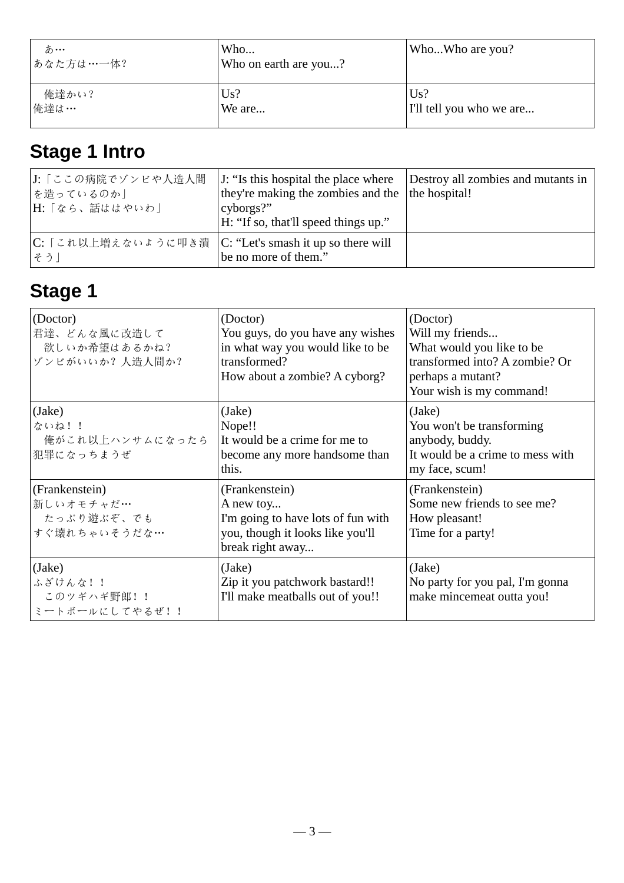| | | |
|---|---|---|
| あ…<br>あなた方は…一体? | Who...<br>Who on earth are you...? | Who...Who are you? |
| 俺達かい?<br>俺達は… | Us?<br>We are... | Us?<br>I'll tell you who we are... |

## Stage 1 Intro

| | | |
|---|---|---|
| J:「ここの病院でゾンビや人造人間を造っているのか」<br>H:「なら、話ははやいわ」 | J: "Is this hospital the place where they're making the zombies and the cyborgs?"<br>H: "If so, that'll speed things up." | Destroy all zombies and mutants in the hospital! |
| C:「これ以上増えないように叩き潰そう」 | C: "Let's smash it up so there will be no more of them." | |

## Stage 1

| | | |
|---|---|---|
| (Doctor)<br>君達、どんな風に改造して欲しいか希望はあるかね?<br>ゾンビがいいか? 人造人間か? | (Doctor)<br>You guys, do you have any wishes in what way you would like to be transformed?<br>How about a zombie? A cyborg? | (Doctor)<br>Will my friends...<br>What would you like to be transformed into? A zombie? Or perhaps a mutant?<br>Your wish is my command! |
| (Jake)<br>ないね!!<br>俺がこれ以上ハンサムになったら犯罪になっちまうぜ | (Jake)<br>Nope!!<br>It would be a crime for me to become any more handsome than this. | (Jake)<br>You won't be transforming anybody, buddy.<br>It would be a crime to mess with my face, scum! |
| (Frankenstein)<br>新しいオモチャだ…<br>たっぷり遊ぶぞ、でもすぐ壊れちゃいそうだな… | (Frankenstein)<br>A new toy...<br>I'm going to have lots of fun with you, though it looks like you'll break right away... | (Frankenstein)<br>Some new friends to see me?<br>How pleasant!<br>Time for a party! |
| (Jake)<br>ふざけんな!!<br>このツギハギ野郎!!<br>ミートボールにしてやるぜ!! | (Jake)<br>Zip it you patchwork bastard!!<br>I'll make meatballs out of you!! | (Jake)<br>No party for you pal, I'm gonna make mincemeat outta you! |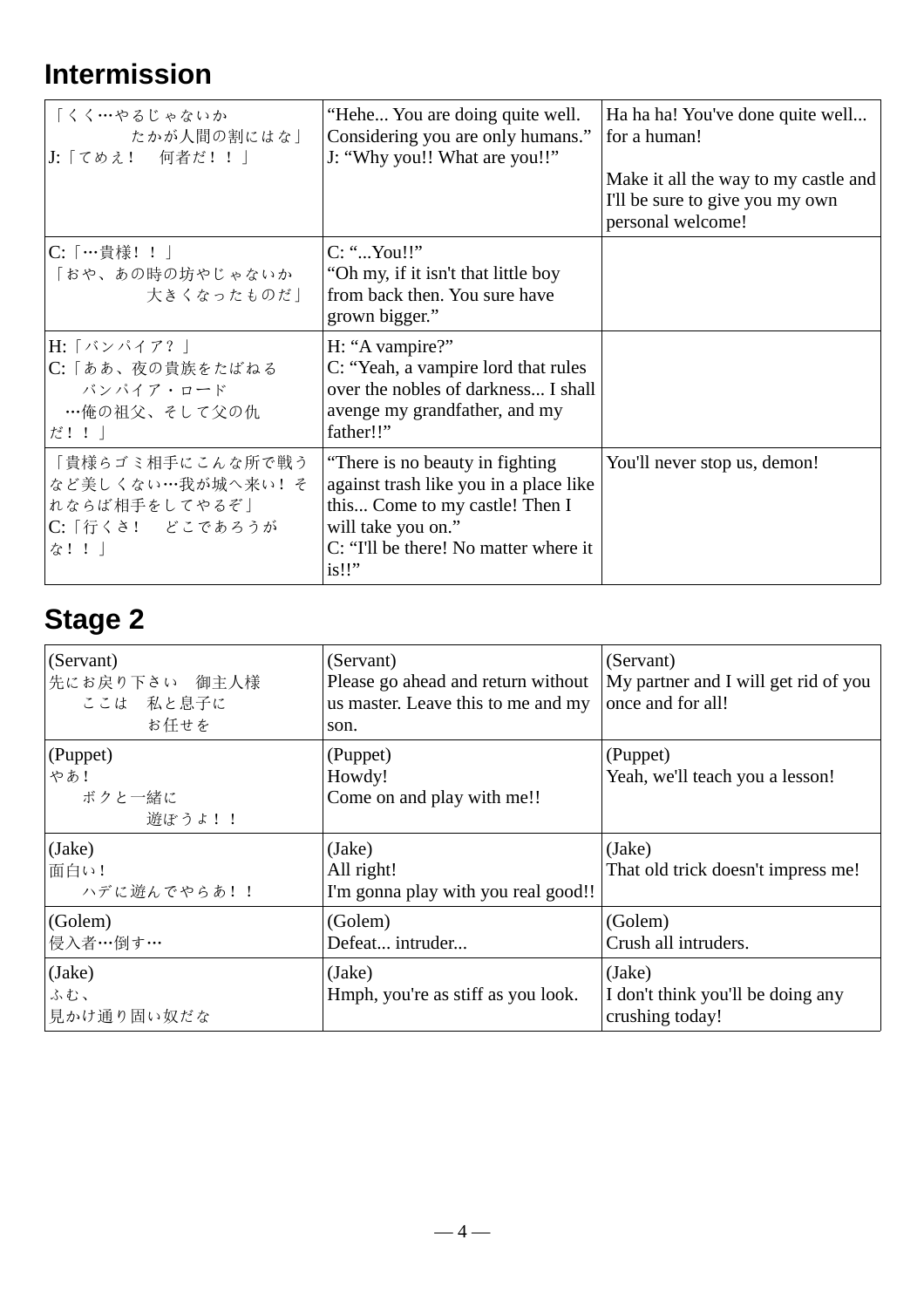## Intermission

| 「くく…やるじゃないか<br>たかが人間の割にはな」<br>J:「てめえ！　何者だ！！」 | "Hehe... You are doing quite well. Considering you are only humans."<br>J: "Why you!! What are you!!" | Ha ha ha! You've done quite well... for a human!<br><br>Make it all the way to my castle and I'll be sure to give you my own personal welcome! |
|---|---|---|
| C:「…貴様！！」<br>「おや、あの時の坊やじゃないか<br>大きくなったものだ」 | C: "...You!!"<br>"Oh my, if it isn't that little boy from back then. You sure have grown bigger." | |
| H:「バンパイア？」<br>C:「ああ、夜の貴族をたばねる<br>バンパイア・ロード<br>…俺の祖父、そして父の仇<br>だ！！」 | H: "A vampire?"<br>C: "Yeah, a vampire lord that rules over the nobles of darkness... I shall avenge my grandfather, and my father!!" | |
| 「貴様らゴミ相手にこんな所で戦うなど美しくない…我が城へ来い！それならば相手をしてやるぞ」<br>C:「行くさ！　どこであろうがな！！」 | "There is no beauty in fighting against trash like you in a place like this... Come to my castle! Then I will take you on."<br>C: "I'll be there! No matter where it is!!" | You'll never stop us, demon! |

## Stage 2

| (Servant)<br>先にお戻り下さい　御主人様<br>ここは　私と息子に<br>お任せを | (Servant)<br>Please go ahead and return without us master. Leave this to me and my son. | (Servant)<br>My partner and I will get rid of you once and for all! |
|---|---|---|
| (Puppet)<br>やあ！<br>ボクと一緒に<br>遊ぼうよ！！ | (Puppet)<br>Howdy!<br>Come on and play with me!! | (Puppet)<br>Yeah, we'll teach you a lesson! |
| (Jake)<br>面白い！<br>ハデに遊んでやらあ！！ | (Jake)<br>All right!<br>I'm gonna play with you real good!! | (Jake)<br>That old trick doesn't impress me! |
| (Golem)<br>侵入者…倒す… | (Golem)<br>Defeat... intruder... | (Golem)<br>Crush all intruders. |
| (Jake)<br>ふむ、<br>見かけ通り固い奴だな | (Jake)<br>Hmph, you're as stiff as you look. | (Jake)<br>I don't think you'll be doing any crushing today! |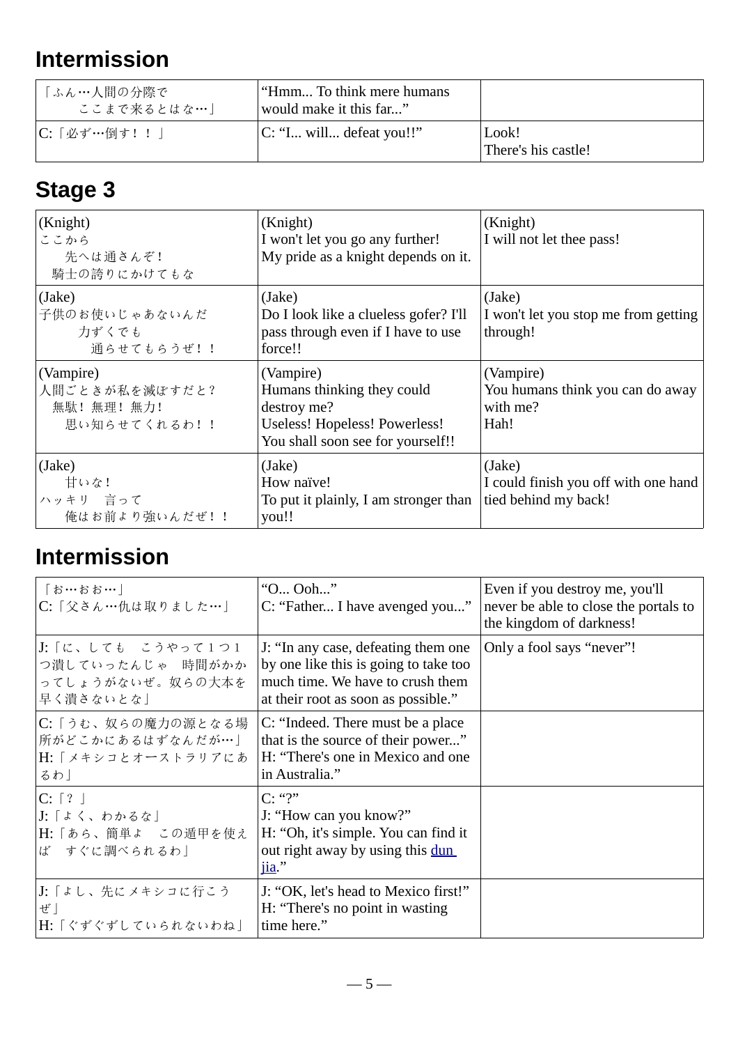## Intermission

| | | |
|---|---|---|
| 「ふん…人間の分際で　ここまで来るとはな…」 | "Hmm... To think mere humans would make it this far..." | |
| C:「必ず…倒す！！」 | C: "I... will... defeat you!!" | Look! There's his castle! |

## Stage 3

| | | |
|---|---|---|
| (Knight) ここから　先へは通さんぞ！　騎士の誇りにかけてもな | (Knight) I won't let you go any further! My pride as a knight depends on it. | (Knight) I will not let thee pass! |
| (Jake) 子供のお使いじゃあないんだ　力ずくでも　通らせてもらうぜ！！ | (Jake) Do I look like a clueless gofer? I'll pass through even if I have to use force!! | (Jake) I won't let you stop me from getting through! |
| (Vampire) 人間ごときが私を滅ぼすだと？　無駄！無理！無力！　思い知らせてくれるわ！！ | (Vampire) Humans thinking they could destroy me? Useless! Hopeless! Powerless! You shall soon see for yourself!! | (Vampire) You humans think you can do away with me? Hah! |
| (Jake) 甘いな！　ハッキリ　言って　俺はお前より強いんだぜ！！ | (Jake) How naïve! To put it plainly, I am stronger than you!! | (Jake) I could finish you off with one hand tied behind my back! |

## Intermission

| | | |
|---|---|---|
| 「お…おお…」 C:「父さん…仇は取りました…」 | "O... Ooh..." C: "Father... I have avenged you..." | Even if you destroy me, you'll never be able to close the portals to the kingdom of darkness! |
| J:「に、しても　こうやって１つ１つ潰していったんじゃ　時間がかかってしょうがないぜ。奴らの大本を早く潰さないとな」 | J: "In any case, defeating them one by one like this is going to take too much time. We have to crush them at their root as soon as possible." | Only a fool says "never"! |
| C:「うむ、奴らの魔力の源となる場所がどこかにあるはずなんだが…」 H:「メキシコとオーストラリアにあるわ」 | C: "Indeed. There must be a place that is the source of their power..." H: "There's one in Mexico and one in Australia." | |
| C:「？」 J:「よく、わかるな」 H:「あら、簡単よ　この遁甲を使えば　すぐに調べられるわ」 | C: "?" J: "How can you know?" H: "Oh, it's simple. You can find it out right away by using this dun jia." | |
| J:「よし、先にメキシコに行こうぜ」 H:「ぐずぐずしていられないわね」 | J: "OK, let's head to Mexico first!" H: "There's no point in wasting time here." | |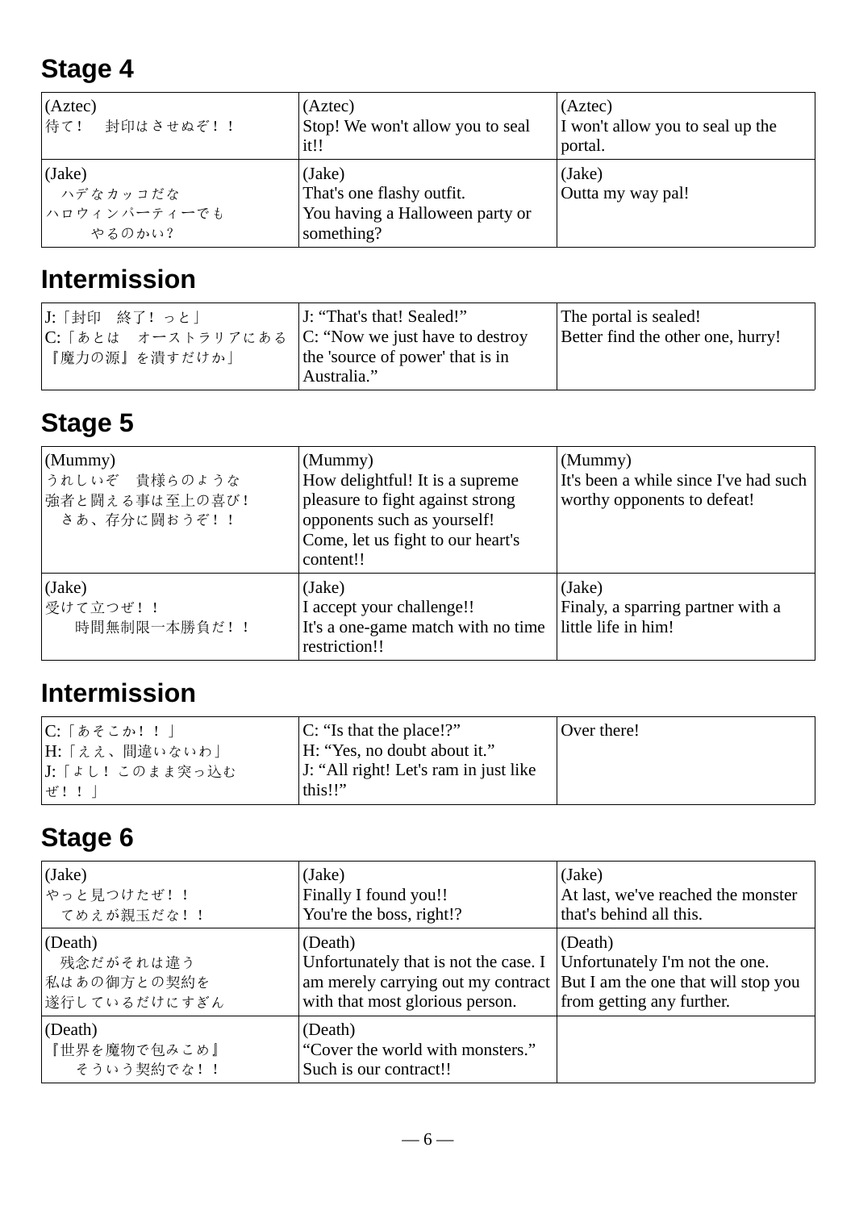## Stage 4

| | | |
|---|---|---|
| (Aztec) 待て！　封印はさせぬぞ！！ | (Aztec) Stop! We won't allow you to seal it!! | (Aztec) I won't allow you to seal up the portal. |
| (Jake) ハデなカッコだな ハロウィンパーティーでも やるのかい？ | (Jake) That's one flashy outfit. You having a Halloween party or something? | (Jake) Outta my way pal! |

## Intermission

| | | |
|---|---|---|
| J:「封印　終了！っと」 C:「あとは　オーストラリアにある『魔力の源』を潰すだけか」 | J: "That's that! Sealed!" C: "Now we just have to destroy the 'source of power' that is in Australia." | The portal is sealed! Better find the other one, hurry! |

## Stage 5

| | | |
|---|---|---|
| (Mummy) うれしいぞ　貴様らのような 強者と闘える事は至上の喜び！ さあ、存分に闘おうぞ！！ | (Mummy) How delightful! It is a supreme pleasure to fight against strong opponents such as yourself! Come, let us fight to our heart's content!! | (Mummy) It's been a while since I've had such worthy opponents to defeat! |
| (Jake) 受けて立つぜ！！ 時間無制限一本勝負だ！！ | (Jake) I accept your challenge!! It's a one-game match with no time restriction!! | (Jake) Finaly, a sparring partner with a little life in him! |

## Intermission

| | | |
|---|---|---|
| C:「あそこか！！」 H:「ええ、間違いないわ」 J:「よし！このまま突っ込むぜ！！」 | C: "Is that the place!?" H: "Yes, no doubt about it." J: "All right! Let's ram in just like this!!" | Over there! |

## Stage 6

| | | |
|---|---|---|
| (Jake) やっと見つけたぜ！！ てめえが親玉だな！！ | (Jake) Finally I found you!! You're the boss, right!? | (Jake) At last, we've reached the monster that's behind all this. |
| (Death) 残念だがそれは違う 私はあの御方との契約を 遂行しているだけにすぎん | (Death) Unfortunately that is not the case. I am merely carrying out my contract with that most glorious person. | (Death) Unfortunately I'm not the one. But I am the one that will stop you from getting any further. |
| (Death) 『世界を魔物で包みこめ』 そういう契約でな！！ | (Death) "Cover the world with monsters." Such is our contract!! | |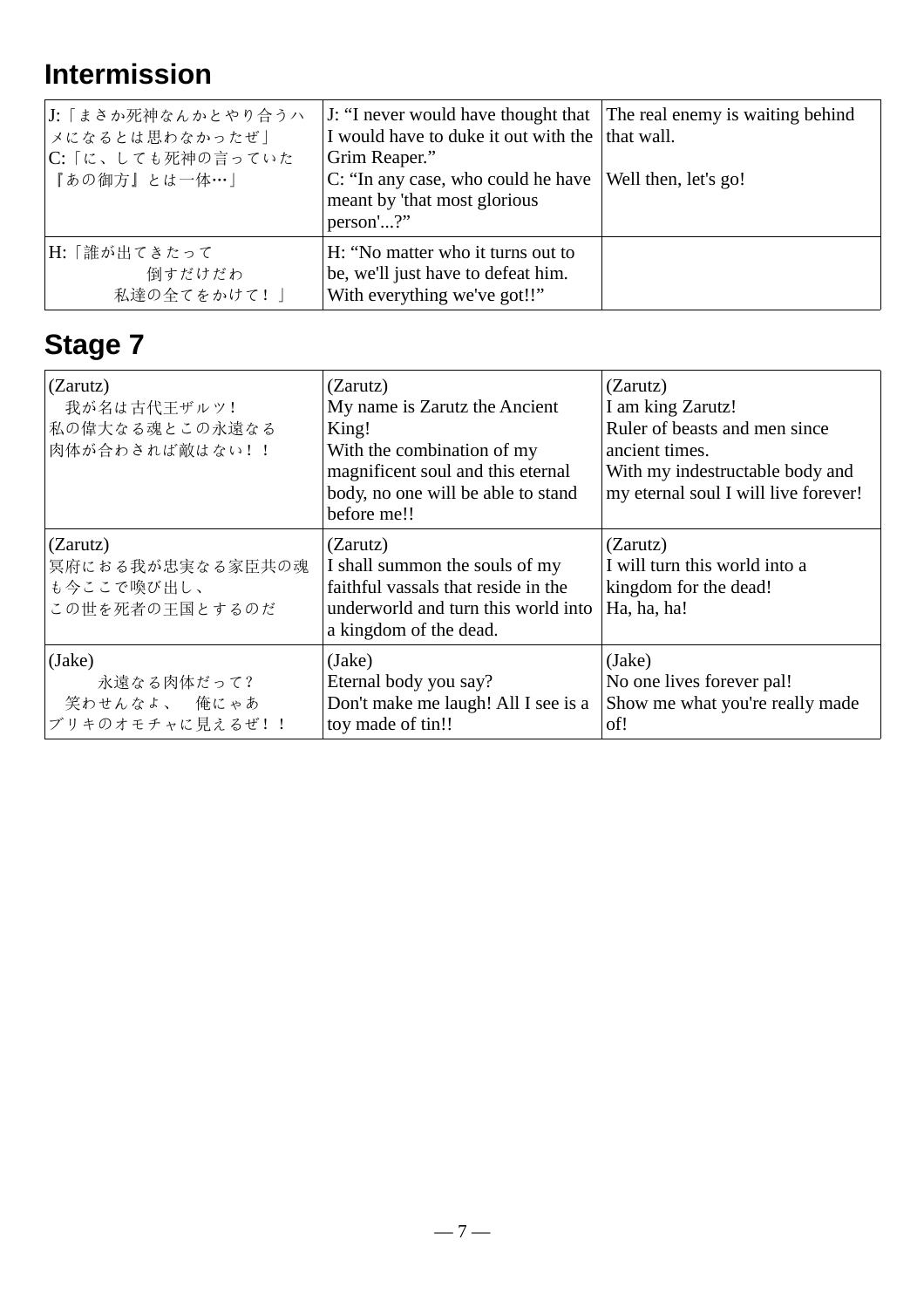## Intermission

| | | |
|---|---|---|
| J:「まさか死神なんかとやり合うハメになるとは思わなかったぜ」<br>C:「に、しても死神の言っていた『あの御方』とは一体…」 | J: “I never would have thought that I would have to duke it out with the Grim Reaper.”<br>C: “In any case, who could he have meant by 'that most glorious person'...?” | The real enemy is waiting behind that wall.<br><br>Well then, let's go! |
| H:「誰が出てきたって<br>倒すだけだわ<br>私達の全てをかけて！」 | H: “No matter who it turns out to be, we'll just have to defeat him. With everything we've got!!” | |

## Stage 7

| | | |
|---|---|---|
| (Zarutz)<br>我が名は古代王ザルツ！<br>私の偉大なる魂とこの永遠なる肉体が合わされば敵はない！！ | (Zarutz)<br>My name is Zarutz the Ancient King!<br>With the combination of my magnificent soul and this eternal body, no one will be able to stand before me!! | (Zarutz)<br>I am king Zarutz!<br>Ruler of beasts and men since ancient times.<br>With my indestructable body and my eternal soul I will live forever! |
| (Zarutz)<br>冥府における我が忠実なる家臣共の魂も今ここで喚び出し、<br>この世を死者の王国とするのだ | (Zarutz)<br>I shall summon the souls of my faithful vassals that reside in the underworld and turn this world into a kingdom of the dead. | (Zarutz)<br>I will turn this world into a kingdom for the dead!<br>Ha, ha, ha! |
| (Jake)<br>永遠なる肉体だって？<br>笑わせんなよ、　俺にゃあ<br>ブリキのオモチャに見えるぜ！！ | (Jake)<br>Eternal body you say?<br>Don't make me laugh! All I see is a toy made of tin!! | (Jake)<br>No one lives forever pal!<br>Show me what you're really made of! |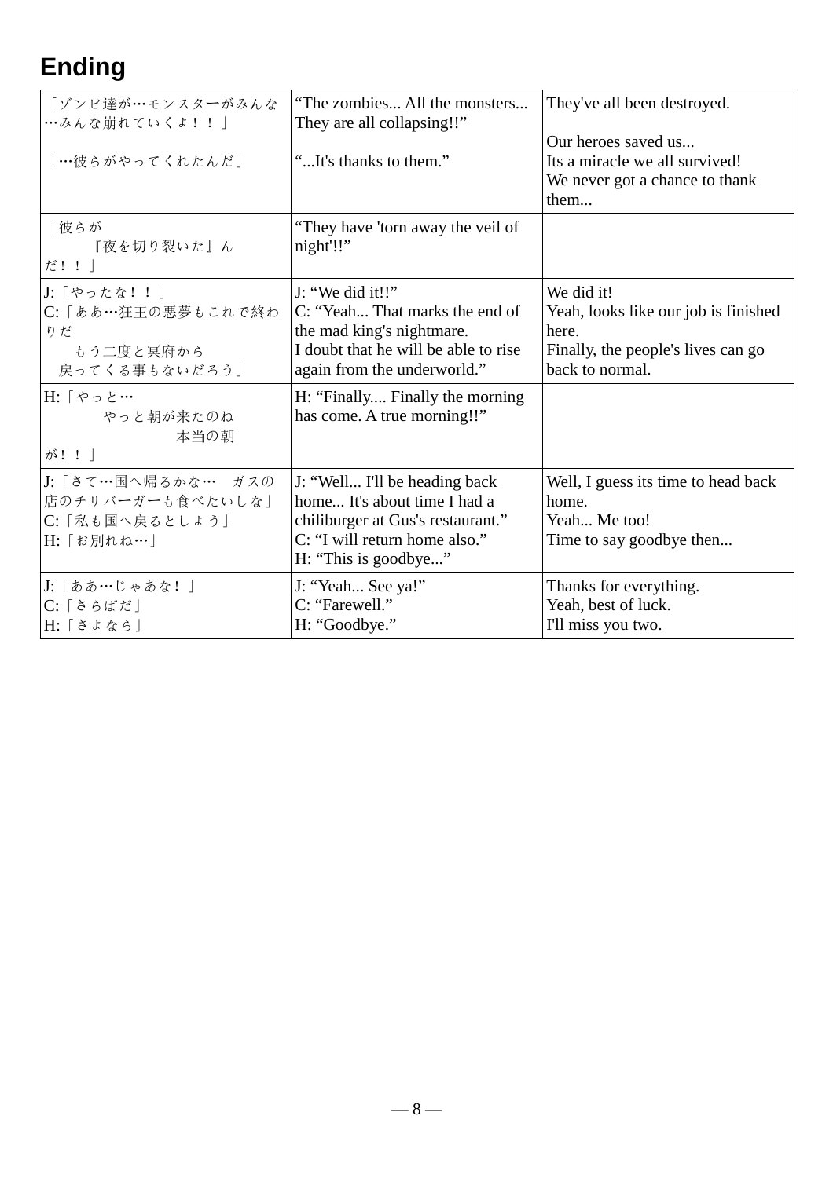## Ending

| 「ゾンビ達が…モンスターがみんな…みんな崩れていくよ！！」<br><br>「…彼らがやってくれたんだ」 | "The zombies... All the monsters... They are all collapsing!!"<br><br>"...It's thanks to them." | They've all been destroyed.<br><br>Our heroes saved us...<br>Its a miracle we all survived!<br>We never got a chance to thank them... |
|---|---|---|
| 「彼らが<br>『夜を切り裂いた』んだ！！」 | "They have 'torn away the veil of night'!!" | |
| J:「やったな！！」<br>C:「ああ…狂王の悪夢もこれで終わりだ<br>もう二度と冥府から<br>戻ってくる事もないだろう」 | J: "We did it!!"<br>C: "Yeah... That marks the end of the mad king's nightmare.<br>I doubt that he will be able to rise again from the underworld." | We did it!<br>Yeah, looks like our job is finished here.<br>Finally, the people's lives can go back to normal. |
| H:「やっと…<br>やっと朝が来たのね<br>本当の朝が！！」 | H: "Finally.... Finally the morning has come. A true morning!!" | |
| J:「さて…国へ帰るかな…　ガスの店のチリバーガーも食べたいしな」<br>C:「私も国へ戻るとしよう」<br>H:「お別れね…」 | J: "Well... I'll be heading back home... It's about time I had a chiliburger at Gus's restaurant."<br>C: "I will return home also."<br>H: "This is goodbye..." | Well, I guess its time to head back home.<br>Yeah... Me too!<br>Time to say goodbye then... |
| J:「ああ…じゃあな！」<br>C:「さらばだ」<br>H:「さよなら」 | J: "Yeah... See ya!"<br>C: "Farewell."<br>H: "Goodbye." | Thanks for everything.<br>Yeah, best of luck.<br>I'll miss you two. |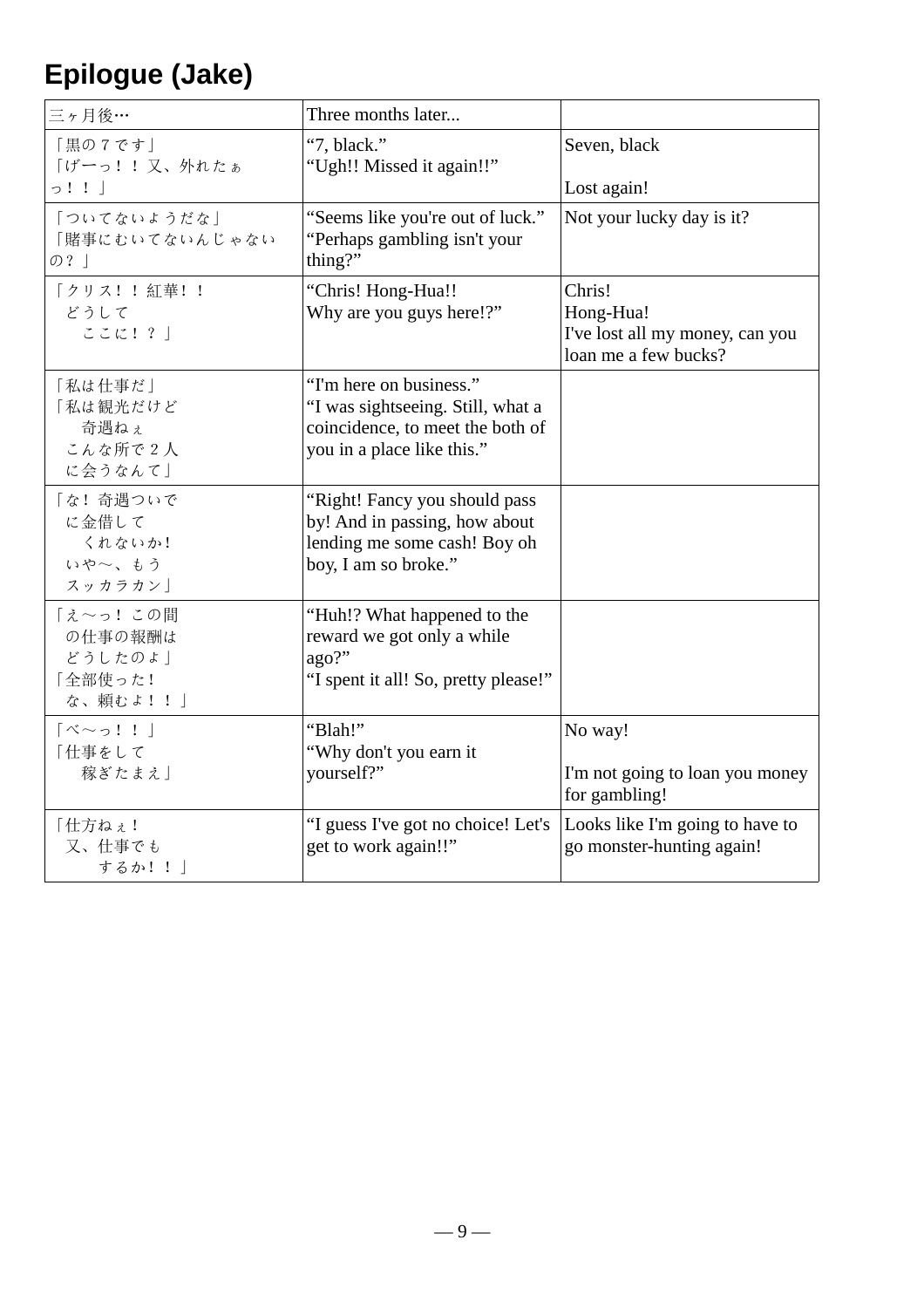## Epilogue (Jake)

| 三ヶ月後… | Three months later... | |
|---|---|---|
| 「黒の７です」<br>「げーっ！！ 又、外れたぁっ！！」 | “7, black.”<br>“Ugh!! Missed it again!!” | Seven, black<br><br>Lost again! |
| 「ついてないようだな」<br>「賭事にむいてないんじゃないの？」 | “Seems like you're out of luck.”<br>“Perhaps gambling isn't your thing?” | Not your lucky day is it? |
| 「クリス！！紅華！！<br>どうして<br>ここに！？」 | “Chris! Hong-Hua!!<br>Why are you guys here!?” | Chris!<br>Hong-Hua!<br>I've lost all my money, can you loan me a few bucks? |
| 「私は仕事だ」<br>「私は観光だけど<br>奇遇ねぇ<br>こんな所で２人<br>に会うなんて」 | “I'm here on business.”<br>“I was sightseeing. Still, what a coincidence, to meet the both of you in a place like this.” | |
| 「な！奇遇ついで<br>に金借して<br>くれないか!<br>いや〜、もう<br>スッカラカン」 | “Right! Fancy you should pass by! And in passing, how about lending me some cash! Boy oh boy, I am so broke.” | |
| 「え〜っ！この間<br>の仕事の報酬は<br>どうしたのよ」<br>「全部使った!<br>な、頼むよ！！」 | “Huh!? What happened to the reward we got only a while ago?”<br>“I spent it all! So, pretty please!” | |
| 「ベ〜っ！！」<br>「仕事をして<br>稼ぎたまえ」 | “Blah!”<br>“Why don't you earn it yourself?” | No way!<br><br>I'm not going to loan you money for gambling! |
| 「仕方ねぇ!<br>又、仕事でも<br>するか！！」 | “I guess I've got no choice! Let's get to work again!!” | Looks like I'm going to have to go monster-hunting again! |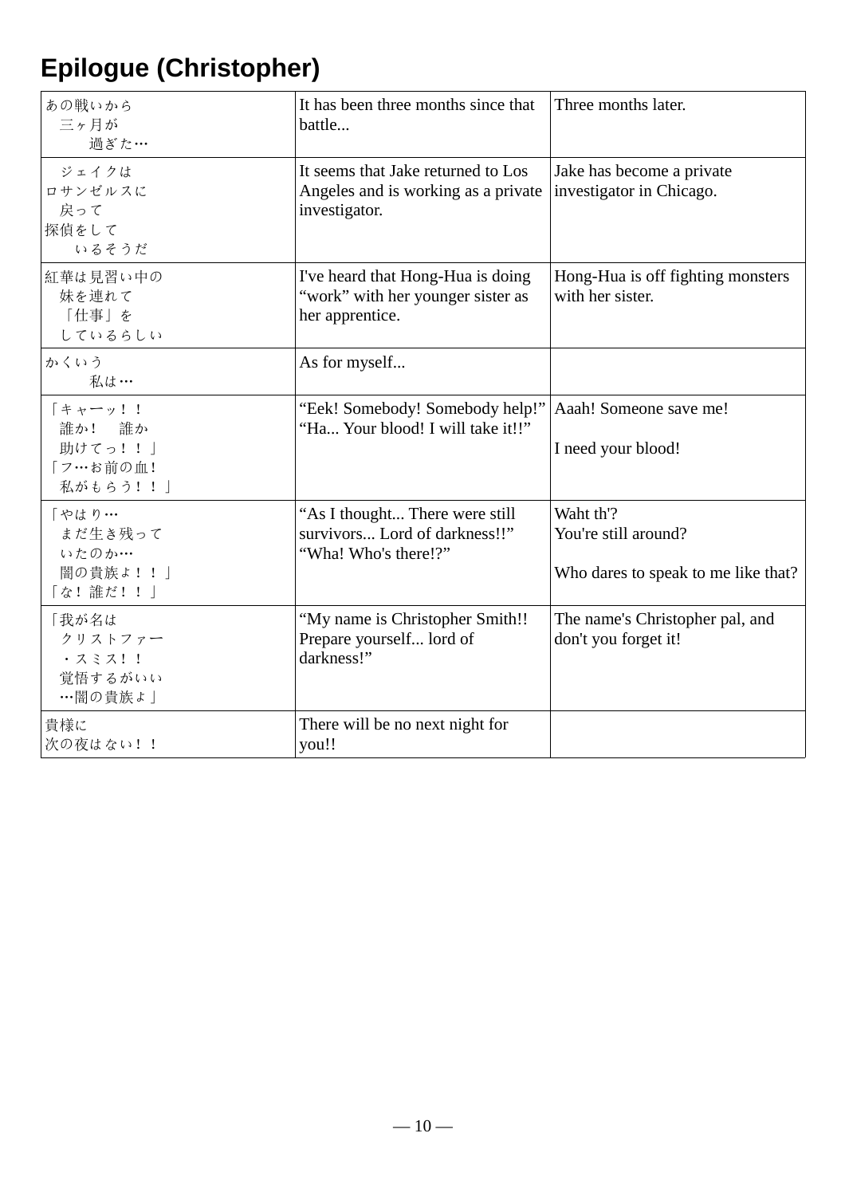## Epilogue (Christopher)

| | | |
|---|---|---|
| あの戦いから 三ヶ月が 過ぎた… | It has been three months since that battle... | Three months later. |
| ジェイクは ロサンゼルスに 戻って 探偵をして いるそうだ | It seems that Jake returned to Los Angeles and is working as a private investigator. | Jake has become a private investigator in Chicago. |
| 紅華は見習い中の 妹を連れて 「仕事」を しているらしい | I've heard that Hong-Hua is doing "work" with her younger sister as her apprentice. | Hong-Hua is off fighting monsters with her sister. |
| かくいう 私は… | As for myself... | |
| 「キャーッ！！ 誰か！ 誰か 助けてっ！！」 「フ…お前の血！ 私がもらう！！」 | "Eek! Somebody! Somebody help!" "Ha... Your blood! I will take it!!" | Aaah! Someone save me!<br><br>I need your blood! |
| 「やはり… まだ生き残って いたのか… 闇の貴族よ！！」 「な！ 誰だ！！」 | "As I thought... There were still survivors... Lord of darkness!!" "Wha! Who's there!?" | Waht th'?<br>You're still around?<br><br>Who dares to speak to me like that? |
| 「我が名は クリストファー ・スミス！！ 覚悟するがいい …闇の貴族よ」 | "My name is Christopher Smith!! Prepare yourself... lord of darkness!" | The name's Christopher pal, and don't you forget it! |
| 貴様に 次の夜はない！！ | There will be no next night for you!! | |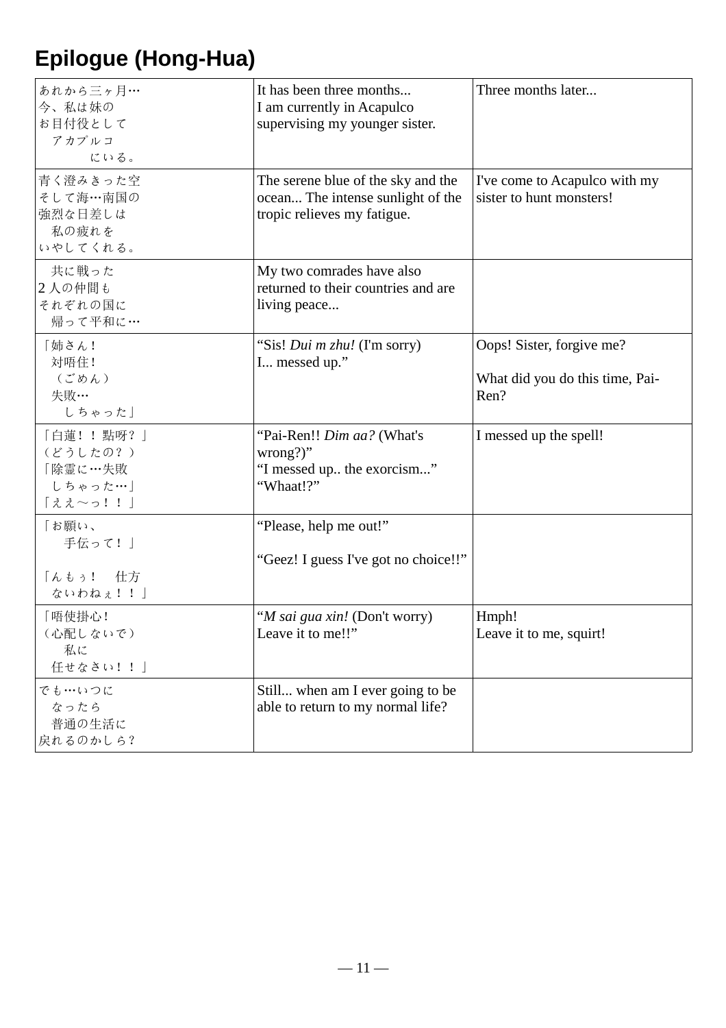# Epilogue (Hong-Hua)

| | | |
|---|---|---|
| あれから三ヶ月…<br>今、私は妹の<br>お目付役として<br>アカプルコ<br>にいる。 | It has been three months...<br>I am currently in Acapulco supervising my younger sister. | Three months later... |
| 青く澄みきった空<br>そして海…南国の<br>強烈な日差しは<br>私の疲れを<br>いやしてくれる。 | The serene blue of the sky and the ocean... The intense sunlight of the tropic relieves my fatigue. | I've come to Acapulco with my sister to hunt monsters! |
| 共に戦った<br>2人の仲間も<br>それぞれの国に<br>帰って平和に… | My two comrades have also returned to their countries and are living peace... | |
| 「姉さん！<br>対唔住！<br>（ごめん）<br>失敗…<br>しちゃった」 | "Sis! *Dui m zhu!* (I'm sorry)<br>I... messed up." | Oops! Sister, forgive me?<br><br>What did you do this time, Pai-Ren? |
| 「白蓮！！點呀？」<br>（どうしたの？）<br>「除霊に…失敗<br>しちゃった…」<br>「ええ〜っ！！」 | "Pai-Ren!! *Dim aa?* (What's wrong?)"<br>"I messed up.. the exorcism..."<br>"Whaat!?" | I messed up the spell! |
| 「お願い、<br>手伝って！」<br><br>「んもぅ！　仕方<br>ないわねぇ！！」 | "Please, help me out!"<br><br>"Geez! I guess I've got no choice!!" | |
| 「唔使掛心！<br>（心配しないで）<br>私に<br>任せなさい！！」 | "*M sai gua xin!* (Don't worry)<br>Leave it to me!!" | Hmph!<br>Leave it to me, squirt! |
| でも…いつに<br>なったら<br>普通の生活に<br>戻れるのかしら？ | Still... when am I ever going to be able to return to my normal life? | |